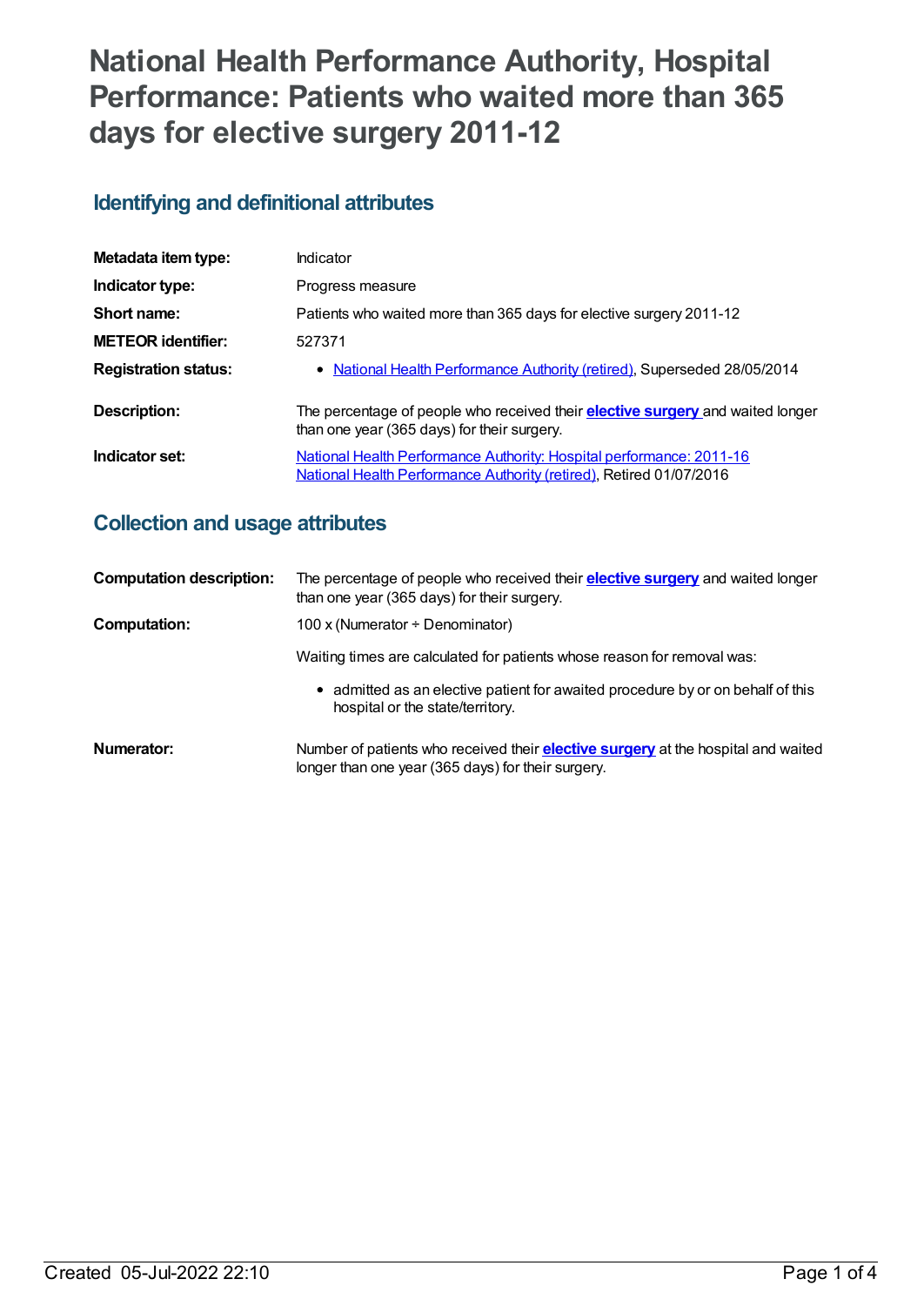# National Health Performance Authority, Hospital Performance: Patients who waited more than 365 days for elective surgery 2011-12

## Identifying and definitional attributes

| | |
|---|---|
| **Metadata item type:** | Indicator |
| **Indicator type:** | Progress measure |
| **Short name:** | Patients who waited more than 365 days for elective surgery 2011-12 |
| **METEOR identifier:** | 527371 |
| **Registration status:** | • National Health Performance Authority (retired), Superseded 28/05/2014 |
| **Description:** | The percentage of people who received their **elective surgery** and waited longer than one year (365 days) for their surgery. |
| **Indicator set:** | National Health Performance Authority: Hospital performance: 2011-16 National Health Performance Authority (retired), Retired 01/07/2016 |

## Collection and usage attributes

| | |
|---|---|
| **Computation description:** | The percentage of people who received their **elective surgery** and waited longer than one year (365 days) for their surgery. |
| **Computation:** | 100 x (Numerator ÷ Denominator) |

Waiting times are calculated for patients whose reason for removal was:

- admitted as an elective patient for awaited procedure by or on behalf of this hospital or the state/territory.

| | |
|---|---|
| **Numerator:** | Number of patients who received their **elective surgery** at the hospital and waited longer than one year (365 days) for their surgery. |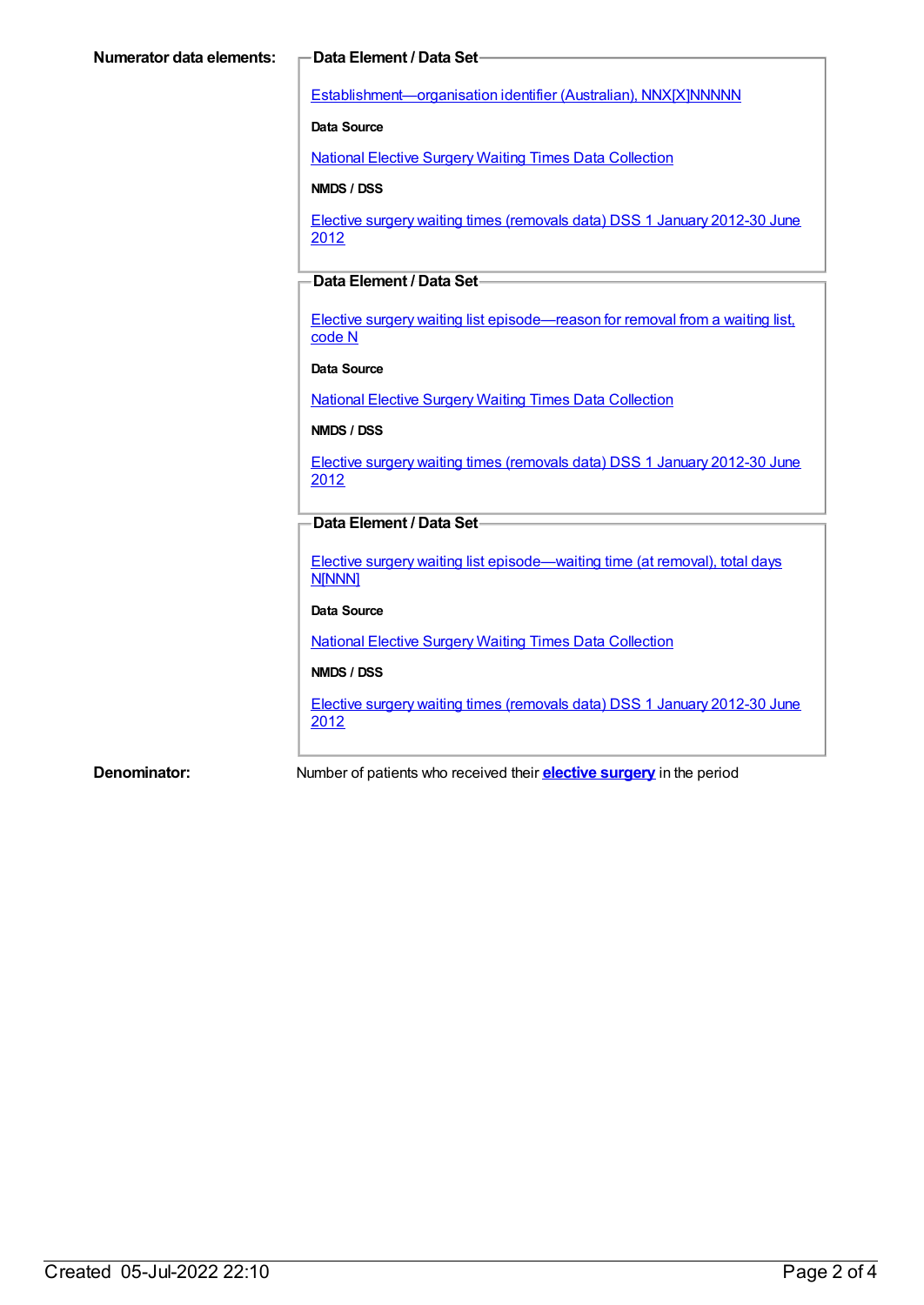**Numerator data elements:**

**Data Element / Data Set**

Establishment—organisation identifier (Australian), NNX[X]NNNNN

**Data Source**

National Elective Surgery Waiting Times Data Collection

**NMDS / DSS**

Elective surgery waiting times (removals data) DSS 1 January 2012-30 June 2012

**Data Element / Data Set**

Elective surgery waiting list episode—reason for removal from a waiting list, code N

**Data Source**

National Elective Surgery Waiting Times Data Collection

**NMDS / DSS**

Elective surgery waiting times (removals data) DSS 1 January 2012-30 June 2012

**Data Element / Data Set**

Elective surgery waiting list episode—waiting time (at removal), total days N[NNN]

**Data Source**

National Elective Surgery Waiting Times Data Collection

**NMDS / DSS**

Elective surgery waiting times (removals data) DSS 1 January 2012-30 June 2012

**Denominator:** Number of patients who received their **elective surgery** in the period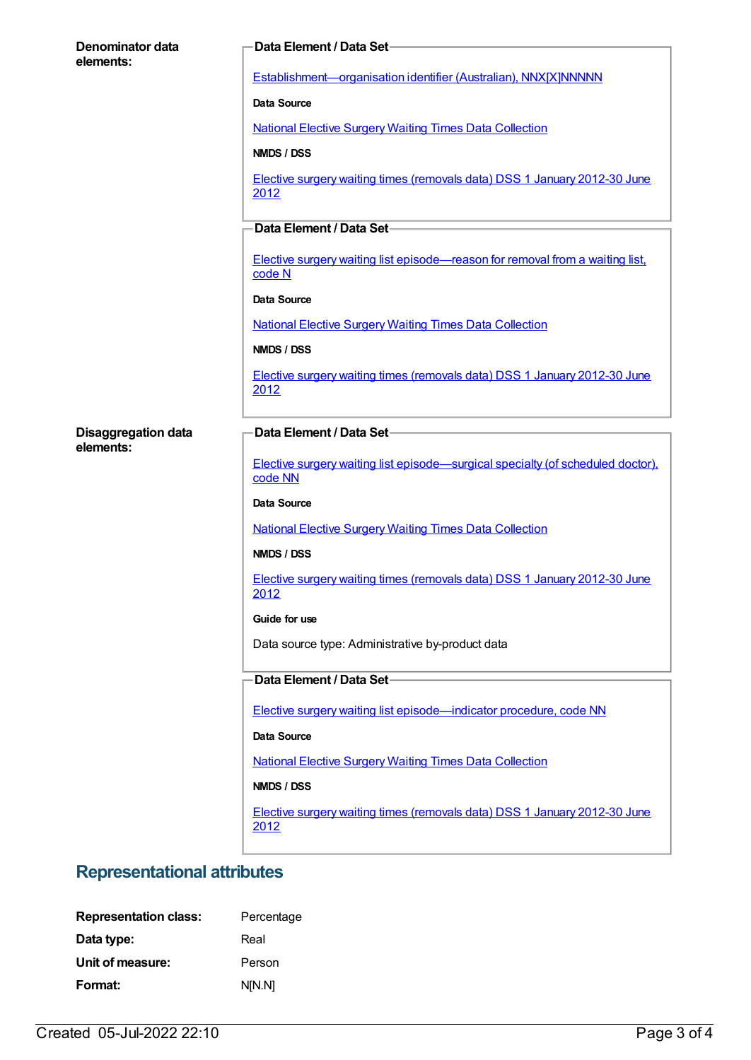**Denominator data elements:**

**Data Element / Data Set**

Establishment—organisation identifier (Australian), NNX[X]NNNNN

**Data Source**

National Elective Surgery Waiting Times Data Collection

**NMDS / DSS**

Elective surgery waiting times (removals data) DSS 1 January 2012-30 June 2012

**Data Element / Data Set**

Elective surgery waiting list episode—reason for removal from a waiting list, code N

**Data Source**

National Elective Surgery Waiting Times Data Collection

**NMDS / DSS**

Elective surgery waiting times (removals data) DSS 1 January 2012-30 June 2012

**Disaggregation data elements:**

**Data Element / Data Set**

Elective surgery waiting list episode—surgical specialty (of scheduled doctor), code NN

**Data Source**

National Elective Surgery Waiting Times Data Collection

**NMDS / DSS**

Elective surgery waiting times (removals data) DSS 1 January 2012-30 June 2012

**Guide for use**

Data source type: Administrative by-product data

**Data Element / Data Set**

Elective surgery waiting list episode—indicator procedure, code NN

**Data Source**

National Elective Surgery Waiting Times Data Collection

**NMDS / DSS**

Elective surgery waiting times (removals data) DSS 1 January 2012-30 June 2012

## Representational attributes

**Representation class:** Percentage

**Data type:** Real

**Unit of measure:** Person

**Format:** N[N.N]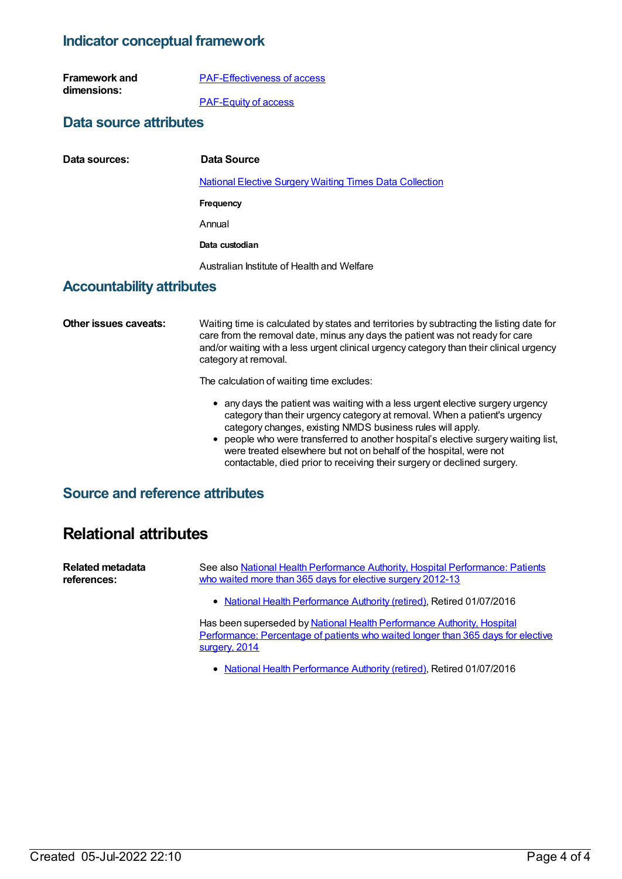## Indicator conceptual framework

**Framework and dimensions:**

[PAF-Effectiveness of access](#)

[PAF-Equity of access](#)

## Data source attributes

**Data sources:**

**Data Source**

[National Elective Surgery Waiting Times Data Collection](#)

**Frequency**

Annual

**Data custodian**

Australian Institute of Health and Welfare

## Accountability attributes

**Other issues caveats:**

Waiting time is calculated by states and territories by subtracting the listing date for care from the removal date, minus any days the patient was not ready for care and/or waiting with a less urgent clinical urgency category than their clinical urgency category at removal.

The calculation of waiting time excludes:

- any days the patient was waiting with a less urgent elective surgery urgency category than their urgency category at removal. When a patient's urgency category changes, existing NMDS business rules will apply.
- people who were transferred to another hospital's elective surgery waiting list, were treated elsewhere but not on behalf of the hospital, were not contactable, died prior to receiving their surgery or declined surgery.

## Source and reference attributes

# Relational attributes

**Related metadata references:**

See also [National Health Performance Authority, Hospital Performance: Patients who waited more than 365 days for elective surgery 2012-13](#)

- [National Health Performance Authority (retired)](#), Retired 01/07/2016

Has been superseded by [National Health Performance Authority, Hospital Performance: Percentage of patients who waited longer than 365 days for elective surgery, 2014](#)

- [National Health Performance Authority (retired)](#), Retired 01/07/2016